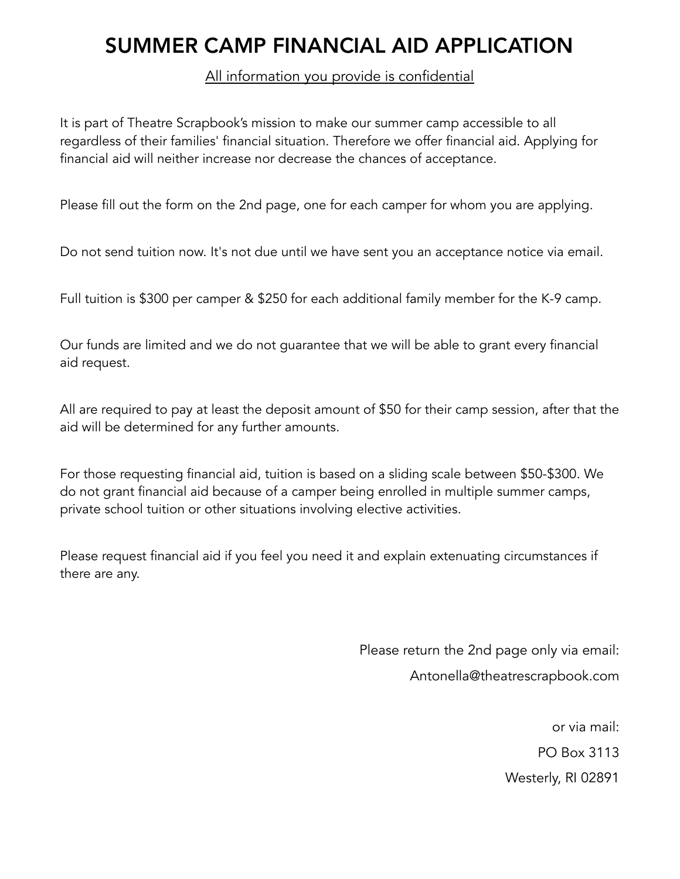# SUMMER CAMP FINANCIAL AID APPLICATION

<u>All information you provide is confidential</u>

It is part of Theatre Scrapbook's mission to make our summer camp accessible to all regardless of their families' financial situation. Therefore we offer financial aid. Applying for financial aid will neither increase nor decrease the chances of acceptance.

Please fill out the form on the 2nd page, one for each camper for whom you are applying.

Do not send tuition now. It's not due until we have sent you an acceptance notice via email.

Full tuition is $300 per camper & $250 for each additional family member for the K-9 camp.

Our funds are limited and we do not guarantee that we will be able to grant every financial aid request.

All are required to pay at least the deposit amount of $50 for their camp session, after that the aid will be determined for any further amounts.

For those requesting financial aid, tuition is based on a sliding scale between $50-$300. We do not grant financial aid because of a camper being enrolled in multiple summer camps, private school tuition or other situations involving elective activities.

Please request financial aid if you feel you need it and explain extenuating circumstances if there are any.

Please return the 2nd page only via email:
Antonella@theatrescrapbook.com

or via mail:
PO Box 3113
Westerly, RI 02891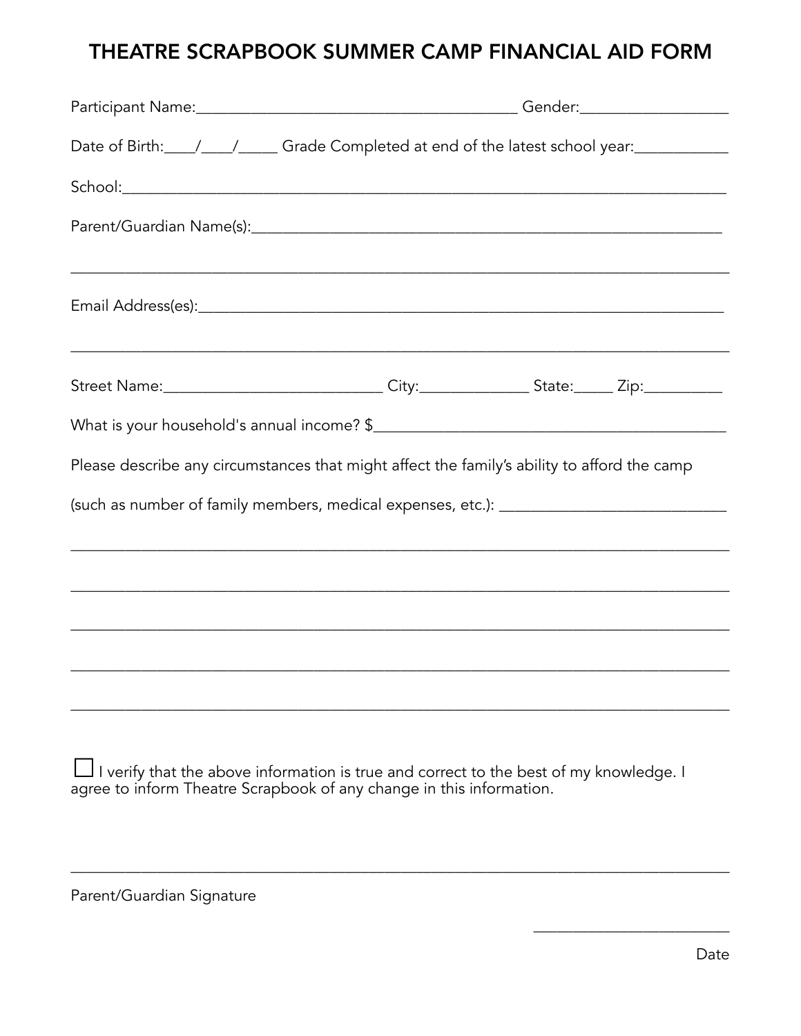# THEATRE SCRAPBOOK SUMMER CAMP FINANCIAL AID FORM

Participant Name:_______________________________________ Gender:_________________

Date of Birth:___/___/____ Grade Completed at end of the latest school year:___________

School:___________________________________________________________________________

Parent/Guardian Name(s):__________________________________________________________

__________________________________________________________________________________

Email Address(es):________________________________________________________________

__________________________________________________________________________________

Street Name:__________________________ City:_____________ State:_____ Zip:_________

What is your household's annual income? $__________________________________________

Please describe any circumstances that might affect the family's ability to afford the camp

(such as number of family members, medical expenses, etc.): ___________________________

__________________________________________________________________________________

__________________________________________________________________________________

__________________________________________________________________________________

__________________________________________________________________________________

__________________________________________________________________________________

☐ I verify that the above information is true and correct to the best of my knowledge. I agree to inform Theatre Scrapbook of any change in this information.

__________________________________________________________________________________

Parent/Guardian Signature

________________________

Date